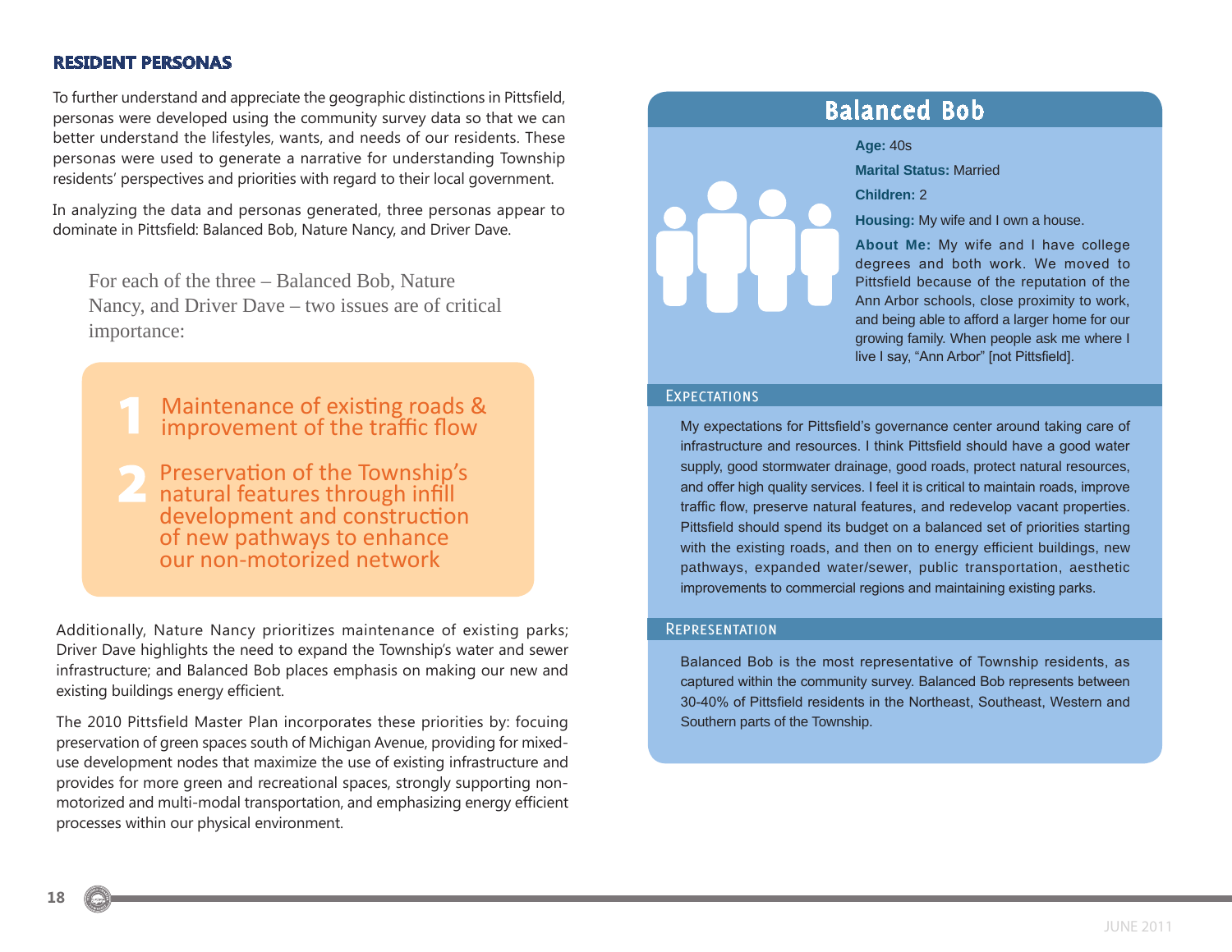## RESIDENT PERSONAS

To further understand and appreciate the geographic distinctions in Pittsfield, personas were developed using the community survey data so that we can better understand the lifestyles, wants, and needs of our residents. These personas were used to generate a narrative for understanding Township residents' perspectives and priorities with regard to their local government.

In analyzing the data and personas generated, three personas appear to dominate in Pittsfield: Balanced Bob, Nature Nancy, and Driver Dave.

> For each of the three – Balanced Bob, Nature Nancy, and Driver Dave – two issues are of critical importance:

1. Maintenance of existing roads & improvement of the traffic flow
2. Preservation of the Township's natural features through infill development and construction of new pathways to enhance our non-motorized network

Additionally, Nature Nancy prioritizes maintenance of existing parks; Driver Dave highlights the need to expand the Township's water and sewer infrastructure; and Balanced Bob places emphasis on making our new and existing buildings energy efficient.

The 2010 Pittsfield Master Plan incorporates these priorities by: focuing preservation of green spaces south of Michigan Avenue, providing for mixed-use development nodes that maximize the use of existing infrastructure and provides for more green and recreational spaces, strongly supporting non-motorized and multi-modal transportation, and emphasizing energy efficient processes within our physical environment.

## Balanced Bob

**Age:** 40s

**Marital Status:** Married

**Children:** 2

**Housing:** My wife and I own a house.

**About Me:** My wife and I have college degrees and both work. We moved to Pittsfield because of the reputation of the Ann Arbor schools, close proximity to work, and being able to afford a larger home for our growing family. When people ask me where I live I say, "Ann Arbor" [not Pittsfield].

### Expectations

My expectations for Pittsfield's governance center around taking care of infrastructure and resources. I think Pittsfield should have a good water supply, good stormwater drainage, good roads, protect natural resources, and offer high quality services. I feel it is critical to maintain roads, improve traffic flow, preserve natural features, and redevelop vacant properties. Pittsfield should spend its budget on a balanced set of priorities starting with the existing roads, and then on to energy efficient buildings, new pathways, expanded water/sewer, public transportation, aesthetic improvements to commercial regions and maintaining existing parks.

### Representation

Balanced Bob is the most representative of Township residents, as captured within the community survey. Balanced Bob represents between 30-40% of Pittsfield residents in the Northeast, Southeast, Western and Southern parts of the Township.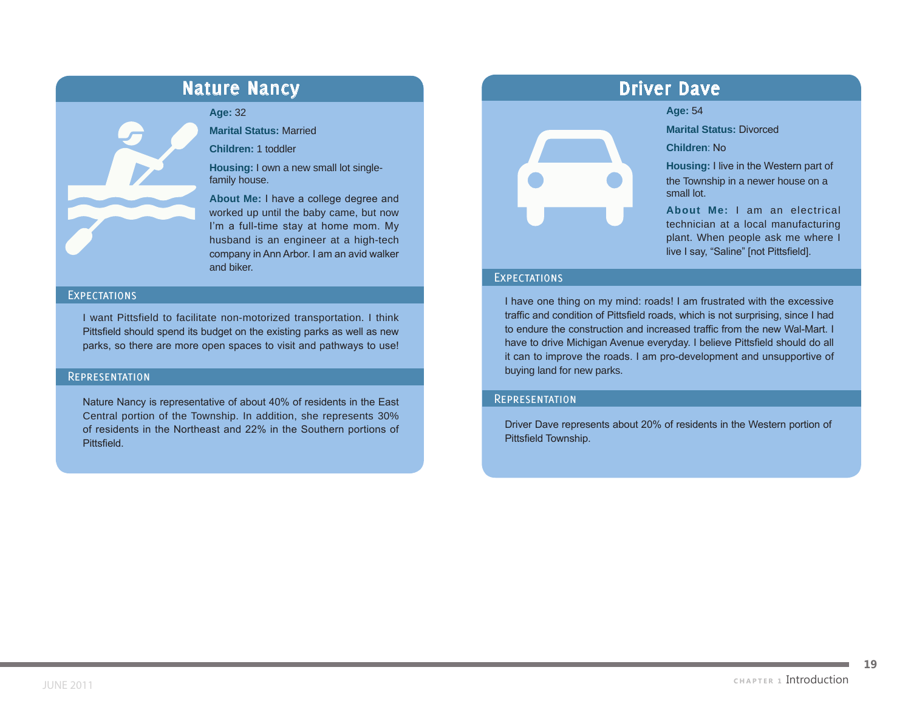## Nature Nancy

**Age:** 32

**Marital Status:** Married

**Children:** 1 toddler

**Housing:** I own a new small lot single-family house.

**About Me:** I have a college degree and worked up until the baby came, but now I'm a full-time stay at home mom. My husband is an engineer at a high-tech company in Ann Arbor. I am an avid walker and biker.

### Expectations

I want Pittsfield to facilitate non-motorized transportation. I think Pittsfield should spend its budget on the existing parks as well as new parks, so there are more open spaces to visit and pathways to use!

### Representation

Nature Nancy is representative of about 40% of residents in the East Central portion of the Township. In addition, she represents 30% of residents in the Northeast and 22% in the Southern portions of Pittsfield.

## Driver Dave

**Age:** 54

**Marital Status:** Divorced

**Children**: No

**Housing:** I live in the Western part of the Township in a newer house on a small lot.

**About Me:** I am an electrical technician at a local manufacturing plant. When people ask me where I live I say, "Saline" [not Pittsfield].

### Expectations

I have one thing on my mind: roads! I am frustrated with the excessive traffic and condition of Pittsfield roads, which is not surprising, since I had to endure the construction and increased traffic from the new Wal-Mart. I have to drive Michigan Avenue everyday. I believe Pittsfield should do all it can to improve the roads. I am pro-development and unsupportive of buying land for new parks.

### Representation

Driver Dave represents about 20% of residents in the Western portion of Pittsfield Township.